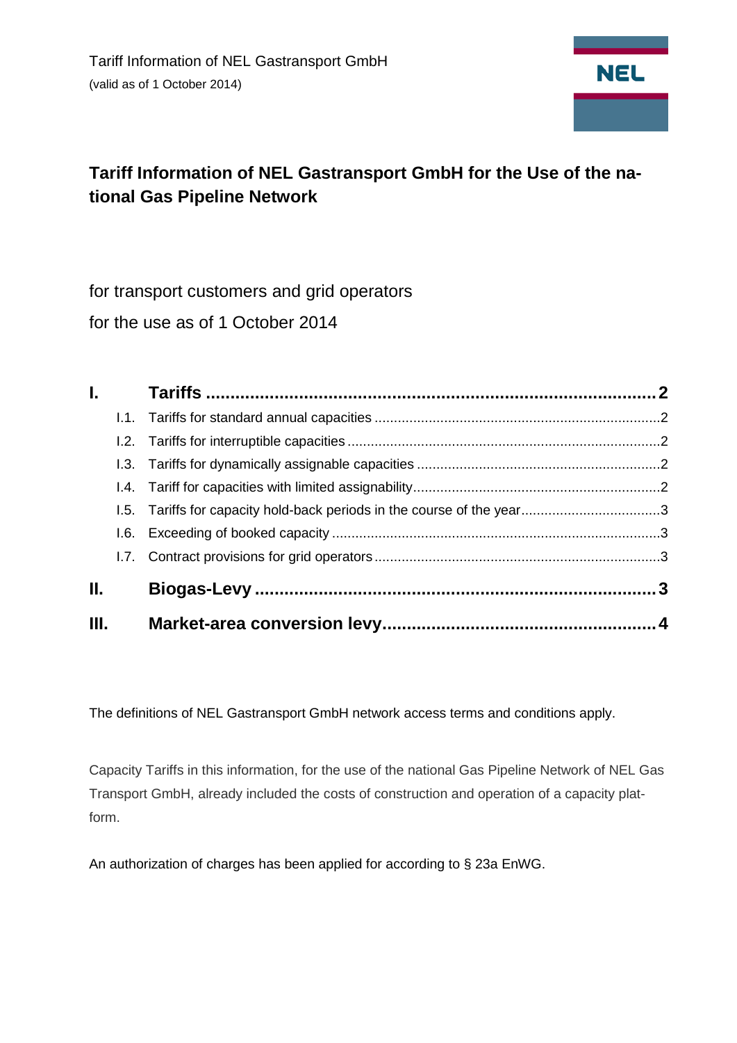Tariff Information of NEL Gastransport GmbH
(valid as of 1 October 2014)

# Tariff Information of NEL Gastransport GmbH for the Use of the national Gas Pipeline Network

for transport customers and grid operators

for the use as of 1 October 2014

| | | |
|---|---|---|
| **I.** | **Tariffs** | **2** |
| I.1. | Tariffs for standard annual capacities | 2 |
| I.2. | Tariffs for interruptible capacities | 2 |
| I.3. | Tariffs for dynamically assignable capacities | 2 |
| I.4. | Tariff for capacities with limited assignability | 2 |
| I.5. | Tariffs for capacity hold-back periods in the course of the year | 3 |
| I.6. | Exceeding of booked capacity | 3 |
| I.7. | Contract provisions for grid operators | 3 |
| **II.** | **Biogas-Levy** | **3** |
| **III.** | **Market-area conversion levy** | **4** |

The definitions of NEL Gastransport GmbH network access terms and conditions apply.

Capacity Tariffs in this information, for the use of the national Gas Pipeline Network of NEL Gas Transport GmbH, already included the costs of construction and operation of a capacity platform.

An authorization of charges has been applied for according to § 23a EnWG.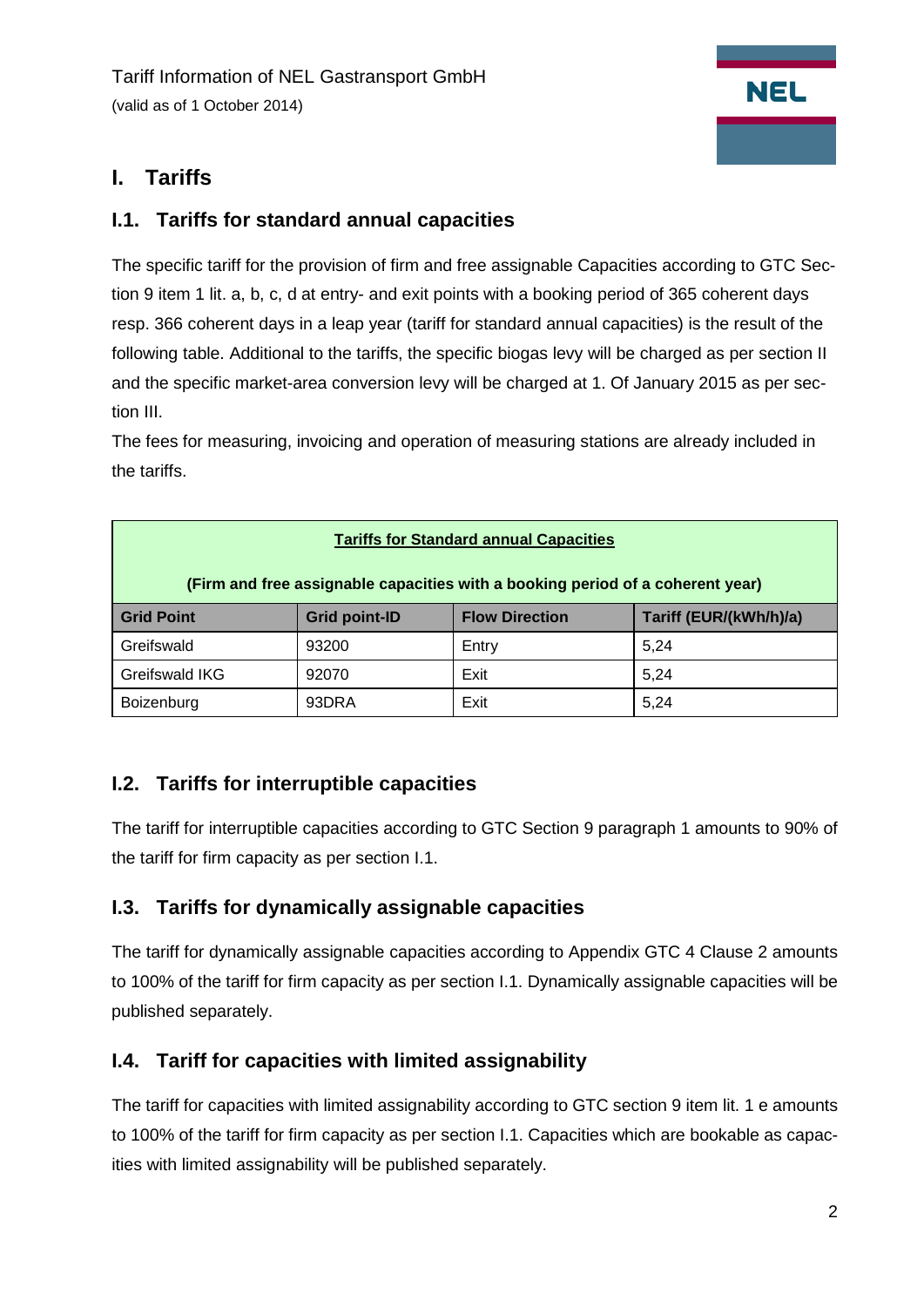Tariff Information of NEL Gastransport GmbH

(valid as of 1 October 2014)

# I. Tariffs

## I.1. Tariffs for standard annual capacities

The specific tariff for the provision of firm and free assignable Capacities according to GTC Section 9 item 1 lit. a, b, c, d at entry- and exit points with a booking period of 365 coherent days resp. 366 coherent days in a leap year (tariff for standard annual capacities) is the result of the following table. Additional to the tariffs, the specific biogas levy will be charged as per section II and the specific market-area conversion levy will be charged at 1. Of January 2015 as per section III.

The fees for measuring, invoicing and operation of measuring stations are already included in the tariffs.

| Tariffs for Standard annual Capacities (Firm and free assignable capacities with a booking period of a coherent year) | | | |
|---|---|---|---|
| **Grid Point** | **Grid point-ID** | **Flow Direction** | **Tariff (EUR/(kWh/h)/a)** |
| Greifswald | 93200 | Entry | 5,24 |
| Greifswald IKG | 92070 | Exit | 5,24 |
| Boizenburg | 93DRA | Exit | 5,24 |

## I.2. Tariffs for interruptible capacities

The tariff for interruptible capacities according to GTC Section 9 paragraph 1 amounts to 90% of the tariff for firm capacity as per section I.1.

## I.3. Tariffs for dynamically assignable capacities

The tariff for dynamically assignable capacities according to Appendix GTC 4 Clause 2 amounts to 100% of the tariff for firm capacity as per section I.1. Dynamically assignable capacities will be published separately.

## I.4. Tariff for capacities with limited assignability

The tariff for capacities with limited assignability according to GTC section 9 item lit. 1 e amounts to 100% of the tariff for firm capacity as per section I.1. Capacities which are bookable as capacities with limited assignability will be published separately.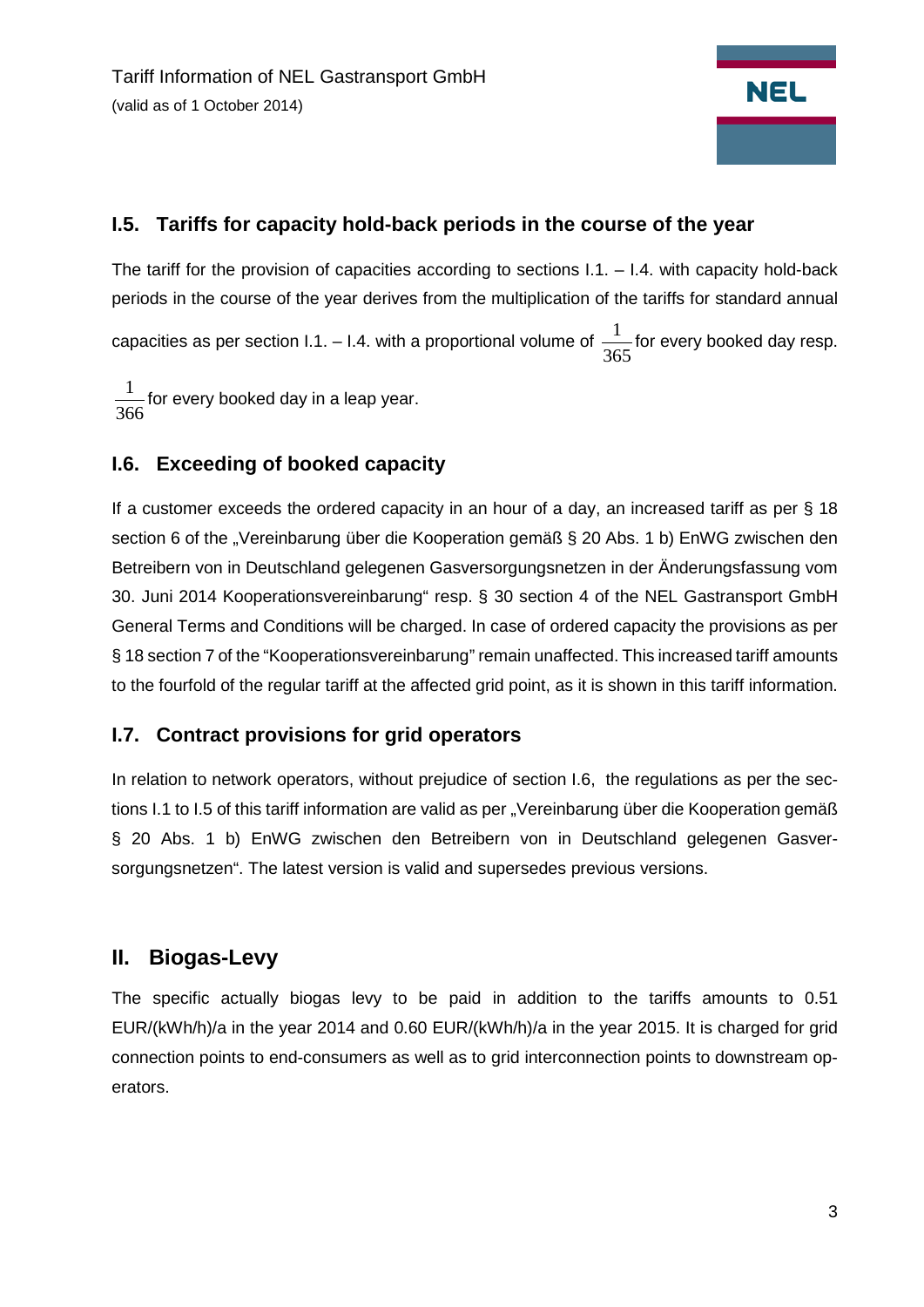## I.5. Tariffs for capacity hold-back periods in the course of the year

The tariff for the provision of capacities according to sections I.1. – I.4. with capacity hold-back periods in the course of the year derives from the multiplication of the tariffs for standard annual capacities as per section I.1. – I.4. with a proportional volume of $\frac{1}{365}$ for every booked day resp. $\frac{1}{366}$ for every booked day in a leap year.

## I.6. Exceeding of booked capacity

If a customer exceeds the ordered capacity in an hour of a day, an increased tariff as per § 18 section 6 of the „Vereinbarung über die Kooperation gemäß § 20 Abs. 1 b) EnWG zwischen den Betreibern von in Deutschland gelegenen Gasversorgungsnetzen in der Änderungsfassung vom 30. Juni 2014 Kooperationsvereinbarung" resp. § 30 section 4 of the NEL Gastransport GmbH General Terms and Conditions will be charged. In case of ordered capacity the provisions as per § 18 section 7 of the "Kooperationsvereinbarung" remain unaffected. This increased tariff amounts to the fourfold of the regular tariff at the affected grid point, as it is shown in this tariff information.

## I.7. Contract provisions for grid operators

In relation to network operators, without prejudice of section I.6, the regulations as per the sections I.1 to I.5 of this tariff information are valid as per „Vereinbarung über die Kooperation gemäß § 20 Abs. 1 b) EnWG zwischen den Betreibern von in Deutschland gelegenen Gasversorgungsnetzen". The latest version is valid and supersedes previous versions.

# II. Biogas-Levy

The specific actually biogas levy to be paid in addition to the tariffs amounts to 0.51 EUR/(kWh/h)/a in the year 2014 and 0.60 EUR/(kWh/h)/a in the year 2015. It is charged for grid connection points to end-consumers as well as to grid interconnection points to downstream operators.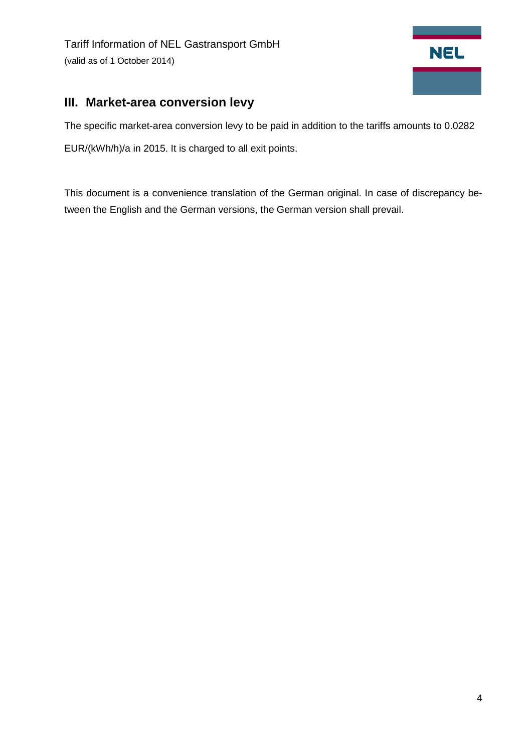## III. Market-area conversion levy

The specific market-area conversion levy to be paid in addition to the tariffs amounts to 0.0282 EUR/(kWh/h)/a in 2015. It is charged to all exit points.

This document is a convenience translation of the German original. In case of discrepancy between the English and the German versions, the German version shall prevail.